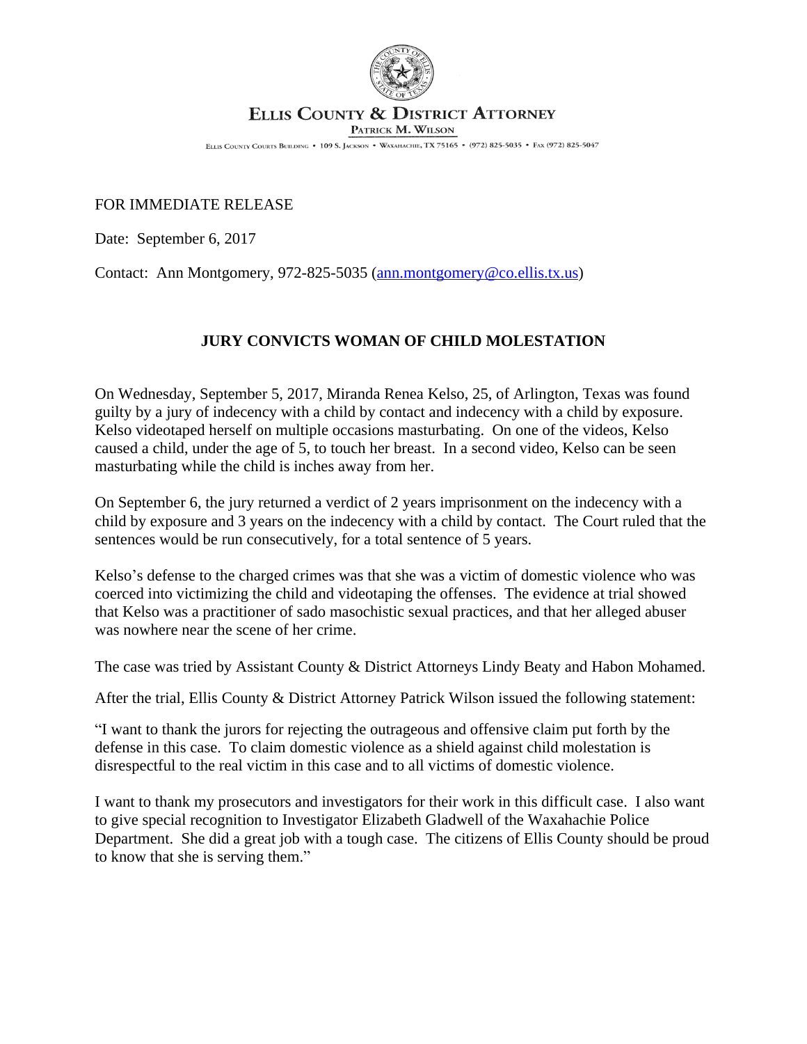**ELLIS COUNTY & DISTRICT ATTORNEY**

PATRICK M. WILSON

ELLIS COUNTY COURTS BUILDING • 109 S. JACKSON • WAXAHACHIE, TX 75165 • (972) 825-5035 • FAX (972) 825-5047

FOR IMMEDIATE RELEASE

Date: September 6, 2017

Contact: Ann Montgomery, 972-825-5035 (ann.montgomery@co.ellis.tx.us)

## JURY CONVICTS WOMAN OF CHILD MOLESTATION

On Wednesday, September 5, 2017, Miranda Renea Kelso, 25, of Arlington, Texas was found guilty by a jury of indecency with a child by contact and indecency with a child by exposure. Kelso videotaped herself on multiple occasions masturbating. On one of the videos, Kelso caused a child, under the age of 5, to touch her breast. In a second video, Kelso can be seen masturbating while the child is inches away from her.

On September 6, the jury returned a verdict of 2 years imprisonment on the indecency with a child by exposure and 3 years on the indecency with a child by contact. The Court ruled that the sentences would be run consecutively, for a total sentence of 5 years.

Kelso's defense to the charged crimes was that she was a victim of domestic violence who was coerced into victimizing the child and videotaping the offenses. The evidence at trial showed that Kelso was a practitioner of sado masochistic sexual practices, and that her alleged abuser was nowhere near the scene of her crime.

The case was tried by Assistant County & District Attorneys Lindy Beaty and Habon Mohamed.

After the trial, Ellis County & District Attorney Patrick Wilson issued the following statement:

"I want to thank the jurors for rejecting the outrageous and offensive claim put forth by the defense in this case. To claim domestic violence as a shield against child molestation is disrespectful to the real victim in this case and to all victims of domestic violence.

I want to thank my prosecutors and investigators for their work in this difficult case. I also want to give special recognition to Investigator Elizabeth Gladwell of the Waxahachie Police Department. She did a great job with a tough case. The citizens of Ellis County should be proud to know that she is serving them."